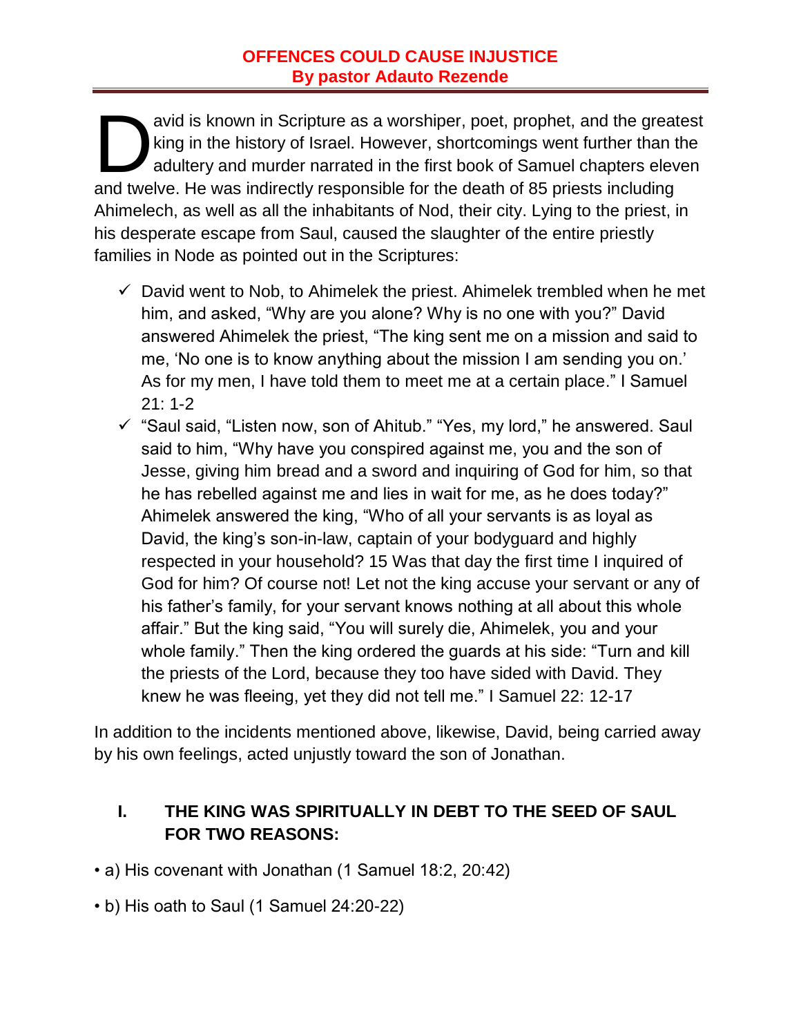## OFFENCES COULD CAUSE INJUSTICE
**By pastor Adauto Rezende**

David is known in Scripture as a worshiper, poet, prophet, and the greatest king in the history of Israel. However, shortcomings went further than the adultery and murder narrated in the first book of Samuel chapters eleven and twelve. He was indirectly responsible for the death of 85 priests including Ahimelech, as well as all the inhabitants of Nod, their city. Lying to the priest, in his desperate escape from Saul, caused the slaughter of the entire priestly families in Node as pointed out in the Scriptures:

- ✓ David went to Nob, to Ahimelek the priest. Ahimelek trembled when he met him, and asked, "Why are you alone? Why is no one with you?" David answered Ahimelek the priest, "The king sent me on a mission and said to me, 'No one is to know anything about the mission I am sending you on.' As for my men, I have told them to meet me at a certain place." I Samuel 21: 1-2
- ✓ "Saul said, "Listen now, son of Ahitub." "Yes, my lord," he answered. Saul said to him, "Why have you conspired against me, you and the son of Jesse, giving him bread and a sword and inquiring of God for him, so that he has rebelled against me and lies in wait for me, as he does today?" Ahimelek answered the king, "Who of all your servants is as loyal as David, the king's son-in-law, captain of your bodyguard and highly respected in your household? 15 Was that day the first time I inquired of God for him? Of course not! Let not the king accuse your servant or any of his father's family, for your servant knows nothing at all about this whole affair." But the king said, "You will surely die, Ahimelek, you and your whole family." Then the king ordered the guards at his side: "Turn and kill the priests of the Lord, because they too have sided with David. They knew he was fleeing, yet they did not tell me." I Samuel 22: 12-17

In addition to the incidents mentioned above, likewise, David, being carried away by his own feelings, acted unjustly toward the son of Jonathan.

### I. THE KING WAS SPIRITUALLY IN DEBT TO THE SEED OF SAUL FOR TWO REASONS:

- a) His covenant with Jonathan (1 Samuel 18:2, 20:42)
- b) His oath to Saul (1 Samuel 24:20-22)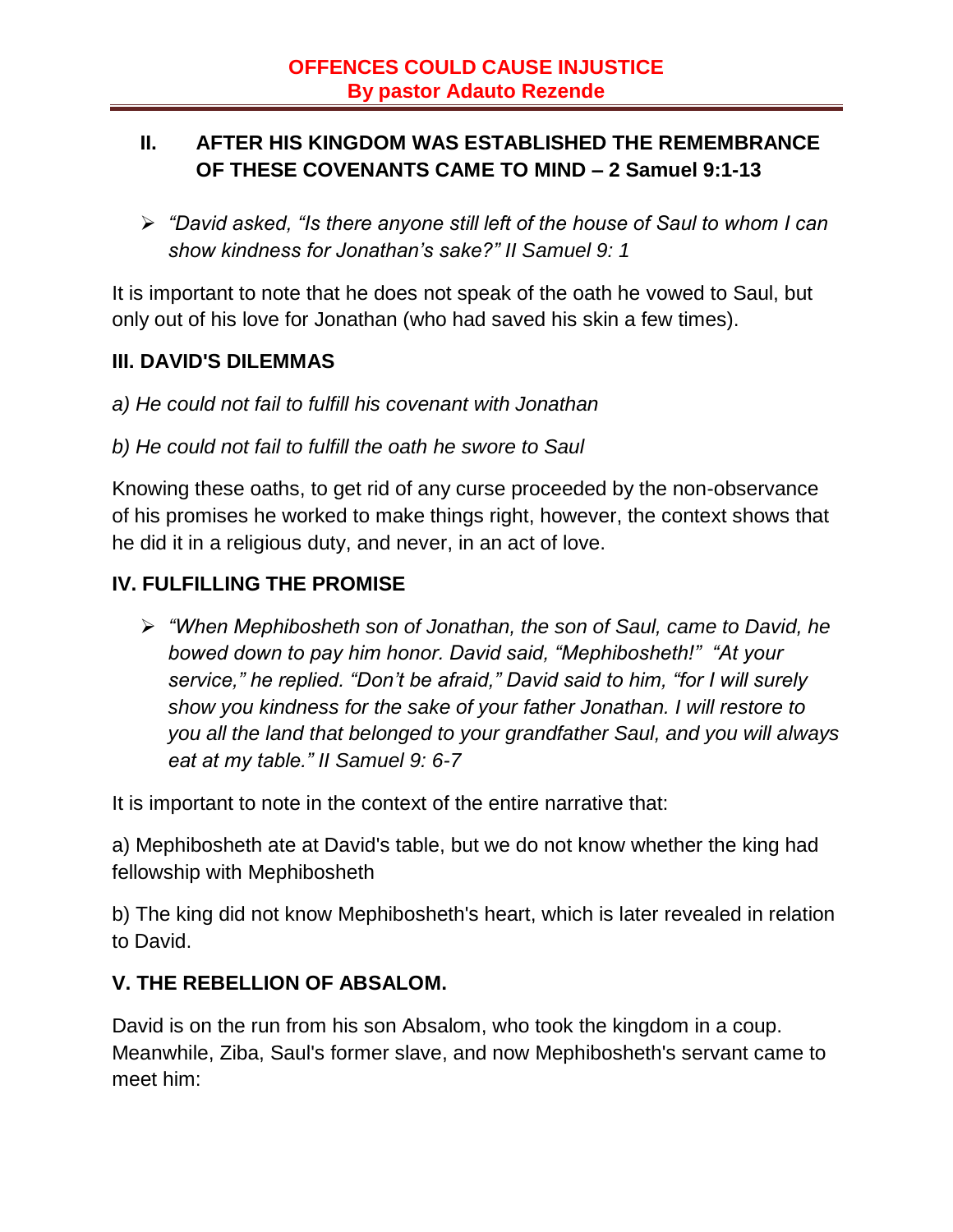## II. AFTER HIS KINGDOM WAS ESTABLISHED THE REMEMBRANCE OF THESE COVENANTS CAME TO MIND – 2 Samuel 9:1-13

- *"David asked, "Is there anyone still left of the house of Saul to whom I can show kindness for Jonathan's sake?" II Samuel 9: 1*

It is important to note that he does not speak of the oath he vowed to Saul, but only out of his love for Jonathan (who had saved his skin a few times).

### III. DAVID'S DILEMMAS

*a) He could not fail to fulfill his covenant with Jonathan*

*b) He could not fail to fulfill the oath he swore to Saul*

Knowing these oaths, to get rid of any curse proceeded by the non-observance of his promises he worked to make things right, however, the context shows that he did it in a religious duty, and never, in an act of love.

### IV. FULFILLING THE PROMISE

- *"When Mephibosheth son of Jonathan, the son of Saul, came to David, he bowed down to pay him honor. David said, "Mephibosheth!" "At your service," he replied. "Don't be afraid," David said to him, "for I will surely show you kindness for the sake of your father Jonathan. I will restore to you all the land that belonged to your grandfather Saul, and you will always eat at my table." II Samuel 9: 6-7*

It is important to note in the context of the entire narrative that:

a) Mephibosheth ate at David's table, but we do not know whether the king had fellowship with Mephibosheth

b) The king did not know Mephibosheth's heart, which is later revealed in relation to David.

### V. THE REBELLION OF ABSALOM.

David is on the run from his son Absalom, who took the kingdom in a coup. Meanwhile, Ziba, Saul's former slave, and now Mephibosheth's servant came to meet him: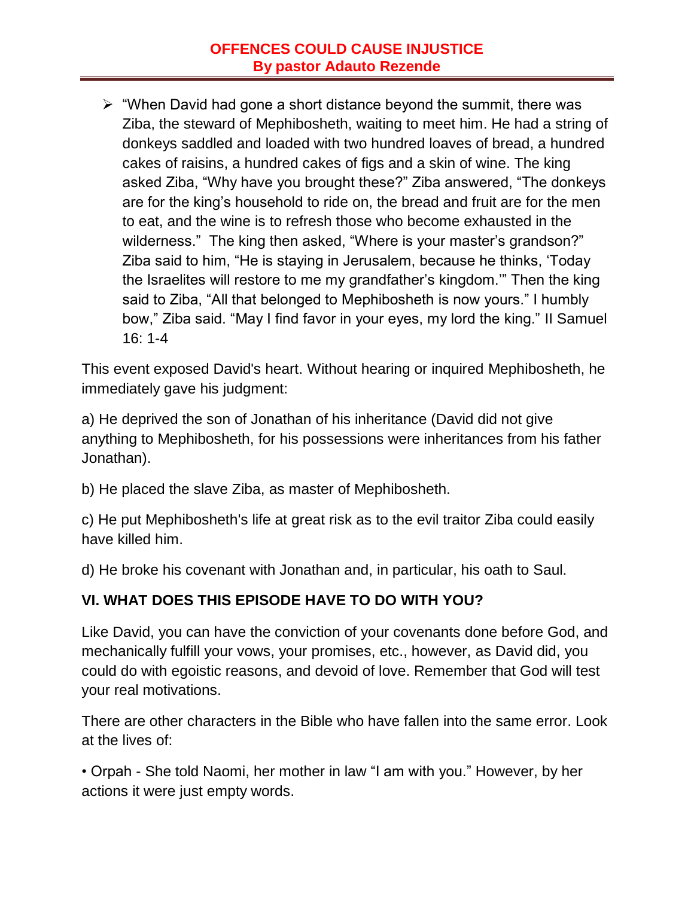- “When David had gone a short distance beyond the summit, there was Ziba, the steward of Mephibosheth, waiting to meet him. He had a string of donkeys saddled and loaded with two hundred loaves of bread, a hundred cakes of raisins, a hundred cakes of figs and a skin of wine. The king asked Ziba, “Why have you brought these?” Ziba answered, “The donkeys are for the king’s household to ride on, the bread and fruit are for the men to eat, and the wine is to refresh those who become exhausted in the wilderness.” The king then asked, “Where is your master’s grandson?” Ziba said to him, “He is staying in Jerusalem, because he thinks, ‘Today the Israelites will restore to me my grandfather’s kingdom.’” Then the king said to Ziba, “All that belonged to Mephibosheth is now yours.” I humbly bow,” Ziba said. “May I find favor in your eyes, my lord the king.” II Samuel 16: 1-4

This event exposed David's heart. Without hearing or inquired Mephibosheth, he immediately gave his judgment:

a) He deprived the son of Jonathan of his inheritance (David did not give anything to Mephibosheth, for his possessions were inheritances from his father Jonathan).

b) He placed the slave Ziba, as master of Mephibosheth.

c) He put Mephibosheth's life at great risk as to the evil traitor Ziba could easily have killed him.

d) He broke his covenant with Jonathan and, in particular, his oath to Saul.

## VI. WHAT DOES THIS EPISODE HAVE TO DO WITH YOU?

Like David, you can have the conviction of your covenants done before God, and mechanically fulfill your vows, your promises, etc., however, as David did, you could do with egoistic reasons, and devoid of love. Remember that God will test your real motivations.

There are other characters in the Bible who have fallen into the same error. Look at the lives of:

• Orpah - She told Naomi, her mother in law “I am with you.” However, by her actions it were just empty words.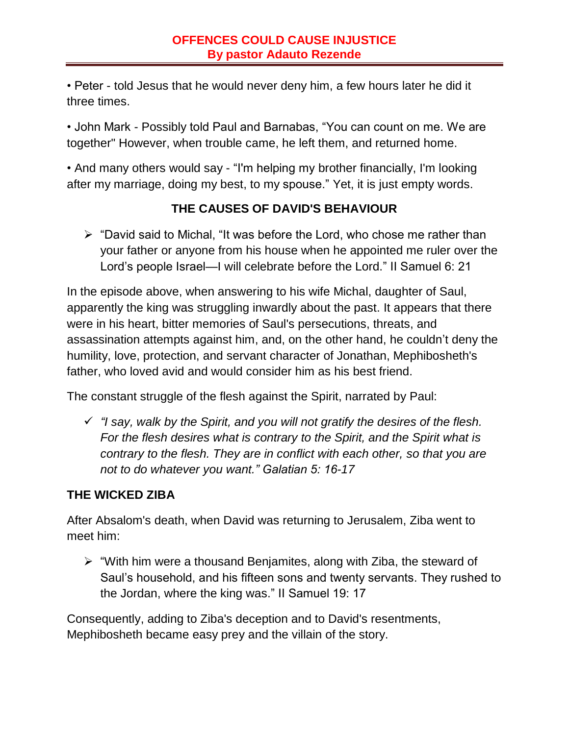**OFFENCES COULD CAUSE INJUSTICE**
**By pastor Adauto Rezende**

• Peter - told Jesus that he would never deny him, a few hours later he did it three times.

• John Mark - Possibly told Paul and Barnabas, "You can count on me. We are together" However, when trouble came, he left them, and returned home.

• And many others would say - "I'm helping my brother financially, I'm looking after my marriage, doing my best, to my spouse." Yet, it is just empty words.

## THE CAUSES OF DAVID'S BEHAVIOUR

- "David said to Michal, "It was before the Lord, who chose me rather than your father or anyone from his house when he appointed me ruler over the Lord's people Israel—I will celebrate before the Lord." II Samuel 6: 21

In the episode above, when answering to his wife Michal, daughter of Saul, apparently the king was struggling inwardly about the past. It appears that there were in his heart, bitter memories of Saul's persecutions, threats, and assassination attempts against him, and, on the other hand, he couldn't deny the humility, love, protection, and servant character of Jonathan, Mephibosheth's father, who loved avid and would consider him as his best friend.

The constant struggle of the flesh against the Spirit, narrated by Paul:

- ✓ *"I say, walk by the Spirit, and you will not gratify the desires of the flesh. For the flesh desires what is contrary to the Spirit, and the Spirit what is contrary to the flesh. They are in conflict with each other, so that you are not to do whatever you want." Galatian 5: 16-17*

## THE WICKED ZIBA

After Absalom's death, when David was returning to Jerusalem, Ziba went to meet him:

- "With him were a thousand Benjamites, along with Ziba, the steward of Saul's household, and his fifteen sons and twenty servants. They rushed to the Jordan, where the king was." II Samuel 19: 17

Consequently, adding to Ziba's deception and to David's resentments, Mephibosheth became easy prey and the villain of the story.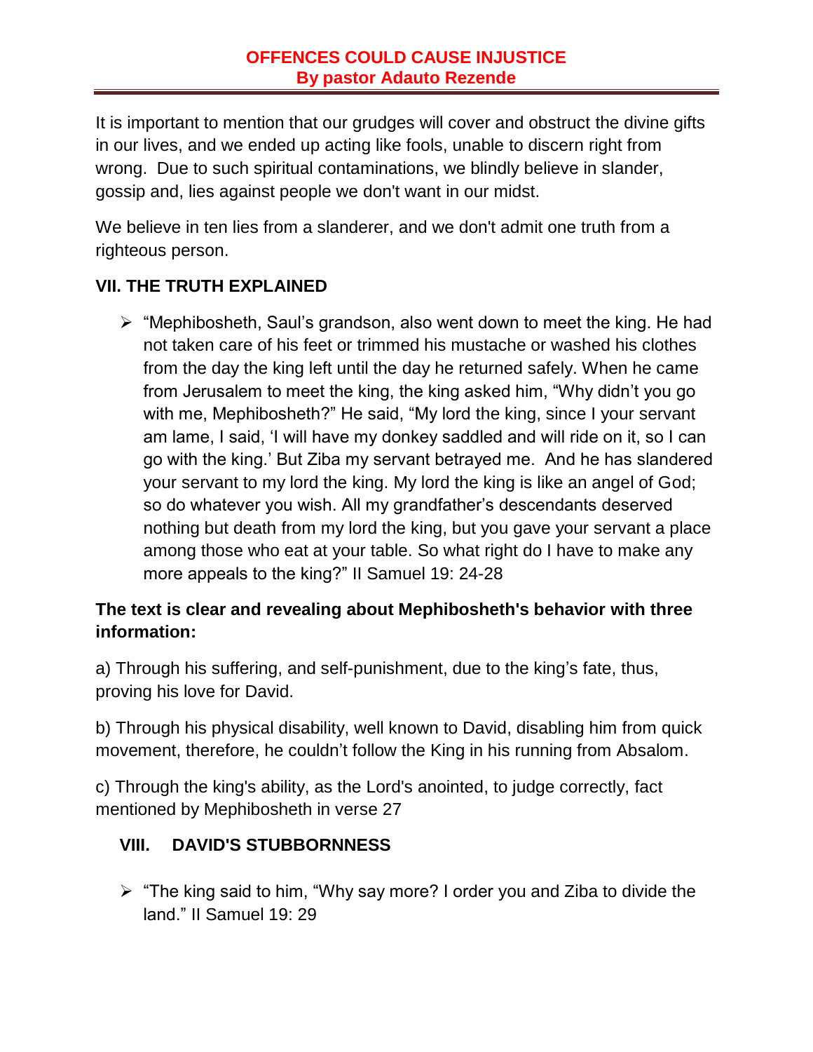It is important to mention that our grudges will cover and obstruct the divine gifts in our lives, and we ended up acting like fools, unable to discern right from wrong. Due to such spiritual contaminations, we blindly believe in slander, gossip and, lies against people we don't want in our midst.

We believe in ten lies from a slanderer, and we don't admit one truth from a righteous person.

## VII. THE TRUTH EXPLAINED

- "Mephibosheth, Saul's grandson, also went down to meet the king. He had not taken care of his feet or trimmed his mustache or washed his clothes from the day the king left until the day he returned safely. When he came from Jerusalem to meet the king, the king asked him, "Why didn't you go with me, Mephibosheth?" He said, "My lord the king, since I your servant am lame, I said, 'I will have my donkey saddled and will ride on it, so I can go with the king.' But Ziba my servant betrayed me. And he has slandered your servant to my lord the king. My lord the king is like an angel of God; so do whatever you wish. All my grandfather's descendants deserved nothing but death from my lord the king, but you gave your servant a place among those who eat at your table. So what right do I have to make any more appeals to the king?" II Samuel 19: 24-28

**The text is clear and revealing about Mephibosheth's behavior with three information:**

a) Through his suffering, and self-punishment, due to the king's fate, thus, proving his love for David.

b) Through his physical disability, well known to David, disabling him from quick movement, therefore, he couldn't follow the King in his running from Absalom.

c) Through the king's ability, as the Lord's anointed, to judge correctly, fact mentioned by Mephibosheth in verse 27

## VIII. DAVID'S STUBBORNNESS

- "The king said to him, "Why say more? I order you and Ziba to divide the land." II Samuel 19: 29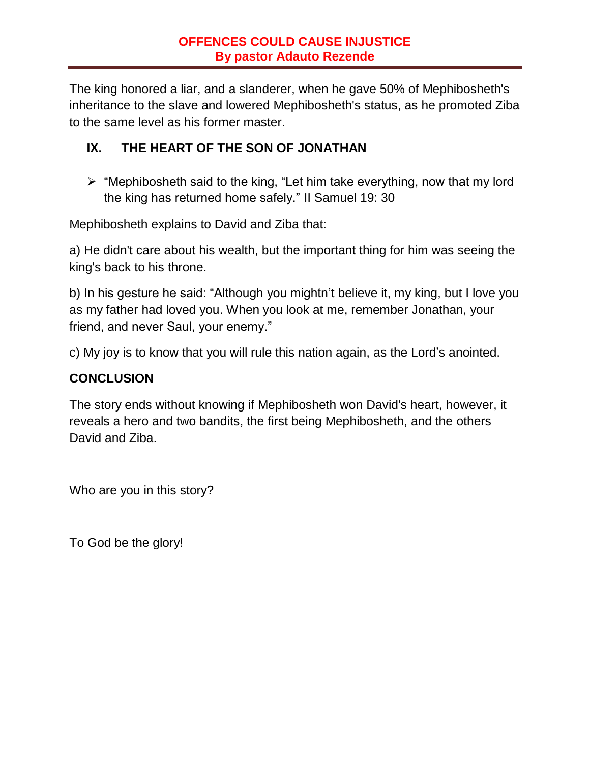The king honored a liar, and a slanderer, when he gave 50% of Mephibosheth's inheritance to the slave and lowered Mephibosheth's status, as he promoted Ziba to the same level as his former master.

## IX. THE HEART OF THE SON OF JONATHAN

- "Mephibosheth said to the king, "Let him take everything, now that my lord the king has returned home safely." II Samuel 19: 30

Mephibosheth explains to David and Ziba that:

a) He didn't care about his wealth, but the important thing for him was seeing the king's back to his throne.

b) In his gesture he said: "Although you mightn't believe it, my king, but I love you as my father had loved you. When you look at me, remember Jonathan, your friend, and never Saul, your enemy."

c) My joy is to know that you will rule this nation again, as the Lord's anointed.

## CONCLUSION

The story ends without knowing if Mephibosheth won David's heart, however, it reveals a hero and two bandits, the first being Mephibosheth, and the others David and Ziba.

Who are you in this story?

To God be the glory!